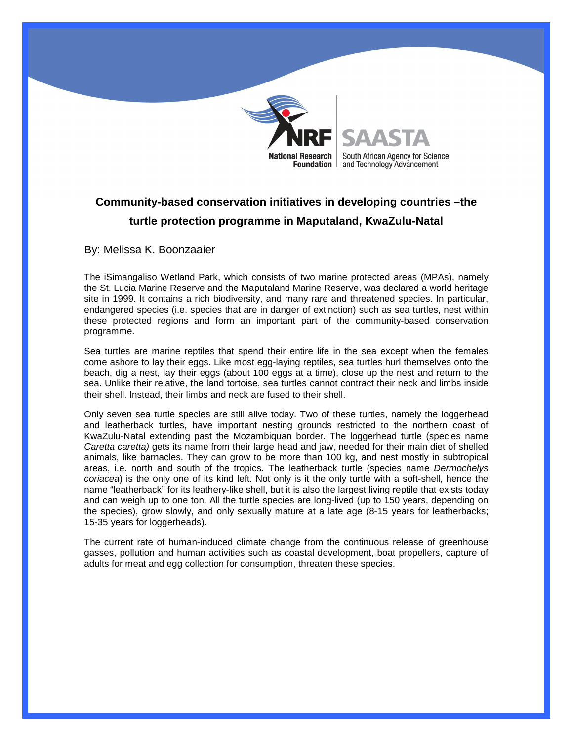# Community-based conservation initiatives in developing countries –the turtle protection programme in Maputaland, KwaZulu-Natal

By: Melissa K. Boonzaaier

The iSimangaliso Wetland Park, which consists of two marine protected areas (MPAs), namely the St. Lucia Marine Reserve and the Maputaland Marine Reserve, was declared a world heritage site in 1999. It contains a rich biodiversity, and many rare and threatened species. In particular, endangered species (i.e. species that are in danger of extinction) such as sea turtles, nest within these protected regions and form an important part of the community-based conservation programme.

Sea turtles are marine reptiles that spend their entire life in the sea except when the females come ashore to lay their eggs. Like most egg-laying reptiles, sea turtles hurl themselves onto the beach, dig a nest, lay their eggs (about 100 eggs at a time), close up the nest and return to the sea. Unlike their relative, the land tortoise, sea turtles cannot contract their neck and limbs inside their shell. Instead, their limbs and neck are fused to their shell.

Only seven sea turtle species are still alive today. Two of these turtles, namely the loggerhead and leatherback turtles, have important nesting grounds restricted to the northern coast of KwaZulu-Natal extending past the Mozambiquan border. The loggerhead turtle (species name *Caretta caretta)* gets its name from their large head and jaw, needed for their main diet of shelled animals, like barnacles. They can grow to be more than 100 kg, and nest mostly in subtropical areas, i.e. north and south of the tropics. The leatherback turtle (species name *Dermochelys coriacea*) is the only one of its kind left. Not only is it the only turtle with a soft-shell, hence the name "leatherback" for its leathery-like shell, but it is also the largest living reptile that exists today and can weigh up to one ton. All the turtle species are long-lived (up to 150 years, depending on the species), grow slowly, and only sexually mature at a late age (8-15 years for leatherbacks; 15-35 years for loggerheads).

The current rate of human-induced climate change from the continuous release of greenhouse gasses, pollution and human activities such as coastal development, boat propellers, capture of adults for meat and egg collection for consumption, threaten these species.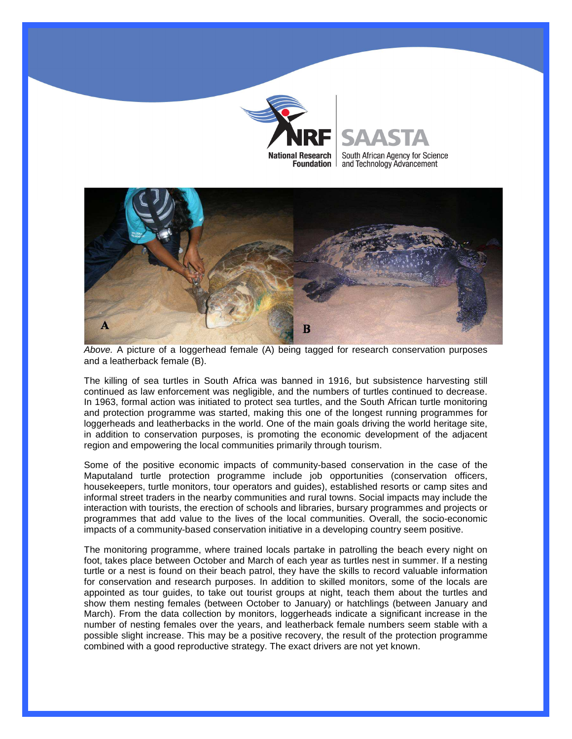*Above.* A picture of a loggerhead female (A) being tagged for research conservation purposes and a leatherback female (B).

The killing of sea turtles in South Africa was banned in 1916, but subsistence harvesting still continued as law enforcement was negligible, and the numbers of turtles continued to decrease. In 1963, formal action was initiated to protect sea turtles, and the South African turtle monitoring and protection programme was started, making this one of the longest running programmes for loggerheads and leatherbacks in the world. One of the main goals driving the world heritage site, in addition to conservation purposes, is promoting the economic development of the adjacent region and empowering the local communities primarily through tourism.

Some of the positive economic impacts of community-based conservation in the case of the Maputaland turtle protection programme include job opportunities (conservation officers, housekeepers, turtle monitors, tour operators and guides), established resorts or camp sites and informal street traders in the nearby communities and rural towns. Social impacts may include the interaction with tourists, the erection of schools and libraries, bursary programmes and projects or programmes that add value to the lives of the local communities. Overall, the socio-economic impacts of a community-based conservation initiative in a developing country seem positive.

The monitoring programme, where trained locals partake in patrolling the beach every night on foot, takes place between October and March of each year as turtles nest in summer. If a nesting turtle or a nest is found on their beach patrol, they have the skills to record valuable information for conservation and research purposes. In addition to skilled monitors, some of the locals are appointed as tour guides, to take out tourist groups at night, teach them about the turtles and show them nesting females (between October to January) or hatchlings (between January and March). From the data collection by monitors, loggerheads indicate a significant increase in the number of nesting females over the years, and leatherback female numbers seem stable with a possible slight increase. This may be a positive recovery, the result of the protection programme combined with a good reproductive strategy. The exact drivers are not yet known.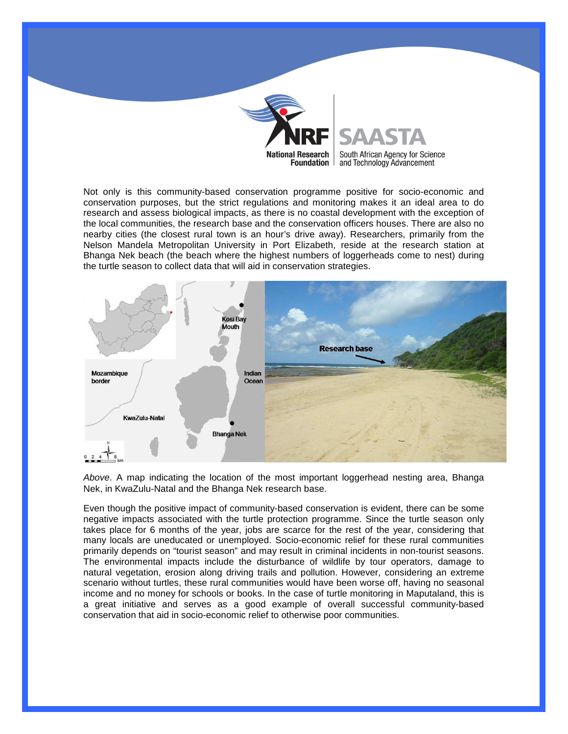Not only is this community-based conservation programme positive for socio-economic and conservation purposes, but the strict regulations and monitoring makes it an ideal area to do research and assess biological impacts, as there is no coastal development with the exception of the local communities, the research base and the conservation officers houses. There are also no nearby cities (the closest rural town is an hour's drive away). Researchers, primarily from the Nelson Mandela Metropolitan University in Port Elizabeth, reside at the research station at Bhanga Nek beach (the beach where the highest numbers of loggerheads come to nest) during the turtle season to collect data that will aid in conservation strategies.

Kosi Bay Mouth

Mozambique border

Indian Ocean

KwaZulu-Natal

Bhanga Nek

0 2 4 8 km

Research base

*Above*. A map indicating the location of the most important loggerhead nesting area, Bhanga Nek, in KwaZulu-Natal and the Bhanga Nek research base.

Even though the positive impact of community-based conservation is evident, there can be some negative impacts associated with the turtle protection programme. Since the turtle season only takes place for 6 months of the year, jobs are scarce for the rest of the year, considering that many locals are uneducated or unemployed. Socio-economic relief for these rural communities primarily depends on "tourist season" and may result in criminal incidents in non-tourist seasons. The environmental impacts include the disturbance of wildlife by tour operators, damage to natural vegetation, erosion along driving trails and pollution. However, considering an extreme scenario without turtles, these rural communities would have been worse off, having no seasonal income and no money for schools or books. In the case of turtle monitoring in Maputaland, this is a great initiative and serves as a good example of overall successful community-based conservation that aid in socio-economic relief to otherwise poor communities.